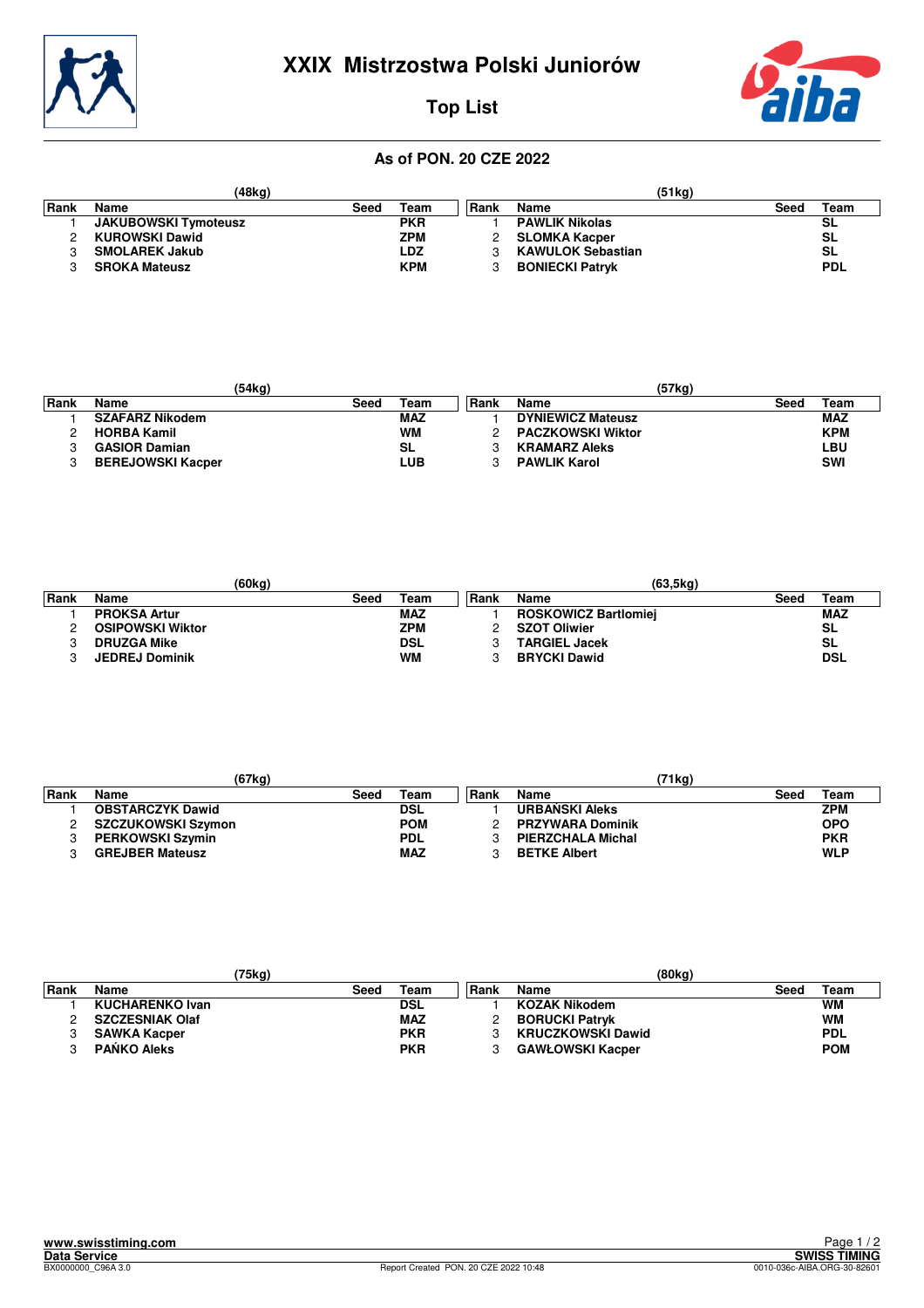# XXIX Mistrzostwa Polski Juniorów

## Top List

### As of PON. 20 CZE 2022

**(48kg)**

| Rank | Name | Seed | Team |
|---|---|---|---|
| 1 | JAKUBOWSKI Tymoteusz | | PKR |
| 2 | KUROWSKI Dawid | | ZPM |
| 3 | SMOLAREK Jakub | | LDZ |
| 3 | SROKA Mateusz | | KPM |

**(51kg)**

| Rank | Name | Seed | Team |
|---|---|---|---|
| 1 | PAWLIK Nikolas | | SL |
| 2 | SLOMKA Kacper | | SL |
| 3 | KAWULOK Sebastian | | SL |
| 3 | BONIECKI Patryk | | PDL |

**(54kg)**

| Rank | Name | Seed | Team |
|---|---|---|---|
| 1 | SZAFARZ Nikodem | | MAZ |
| 2 | HORBA Kamil | | WM |
| 3 | GASIOR Damian | | SL |
| 3 | BEREJOWSKI Kacper | | LUB |

**(57kg)**

| Rank | Name | Seed | Team |
|---|---|---|---|
| 1 | DYNIEWICZ Mateusz | | MAZ |
| 2 | PACZKOWSKI Wiktor | | KPM |
| 3 | KRAMARZ Aleks | | LBU |
| 3 | PAWLIK Karol | | SWI |

**(60kg)**

| Rank | Name | Seed | Team |
|---|---|---|---|
| 1 | PROKSA Artur | | MAZ |
| 2 | OSIPOWSKI Wiktor | | ZPM |
| 3 | DRUZGA Mike | | DSL |
| 3 | JEDREJ Dominik | | WM |

**(63,5kg)**

| Rank | Name | Seed | Team |
|---|---|---|---|
| 1 | ROSKOWICZ Bartlomiej | | MAZ |
| 2 | SZOT Oliwier | | SL |
| 3 | TARGIEL Jacek | | SL |
| 3 | BRYCKI Dawid | | DSL |

**(67kg)**

| Rank | Name | Seed | Team |
|---|---|---|---|
| 1 | OBSTARCZYK Dawid | | DSL |
| 2 | SZCZUKOWSKI Szymon | | POM |
| 3 | PERKOWSKI Szymin | | PDL |
| 3 | GREJBER Mateusz | | MAZ |

**(71kg)**

| Rank | Name | Seed | Team |
|---|---|---|---|
| 1 | URBAŃSKI Aleks | | ZPM |
| 2 | PRZYWARA Dominik | | OPO |
| 3 | PIERZCHALA Michal | | PKR |
| 3 | BETKE Albert | | WLP |

**(75kg)**

| Rank | Name | Seed | Team |
|---|---|---|---|
| 1 | KUCHARENKO Ivan | | DSL |
| 2 | SZCZESNIAK Olaf | | MAZ |
| 3 | SAWKA Kacper | | PKR |
| 3 | PAŃKO Aleks | | PKR |

**(80kg)**

| Rank | Name | Seed | Team |
|---|---|---|---|
| 1 | KOZAK Nikodem | | WM |
| 2 | BORUCKI Patryk | | WM |
| 3 | KRUCZKOWSKI Dawid | | PDL |
| 3 | GAWŁOWSKI Kacper | | POM |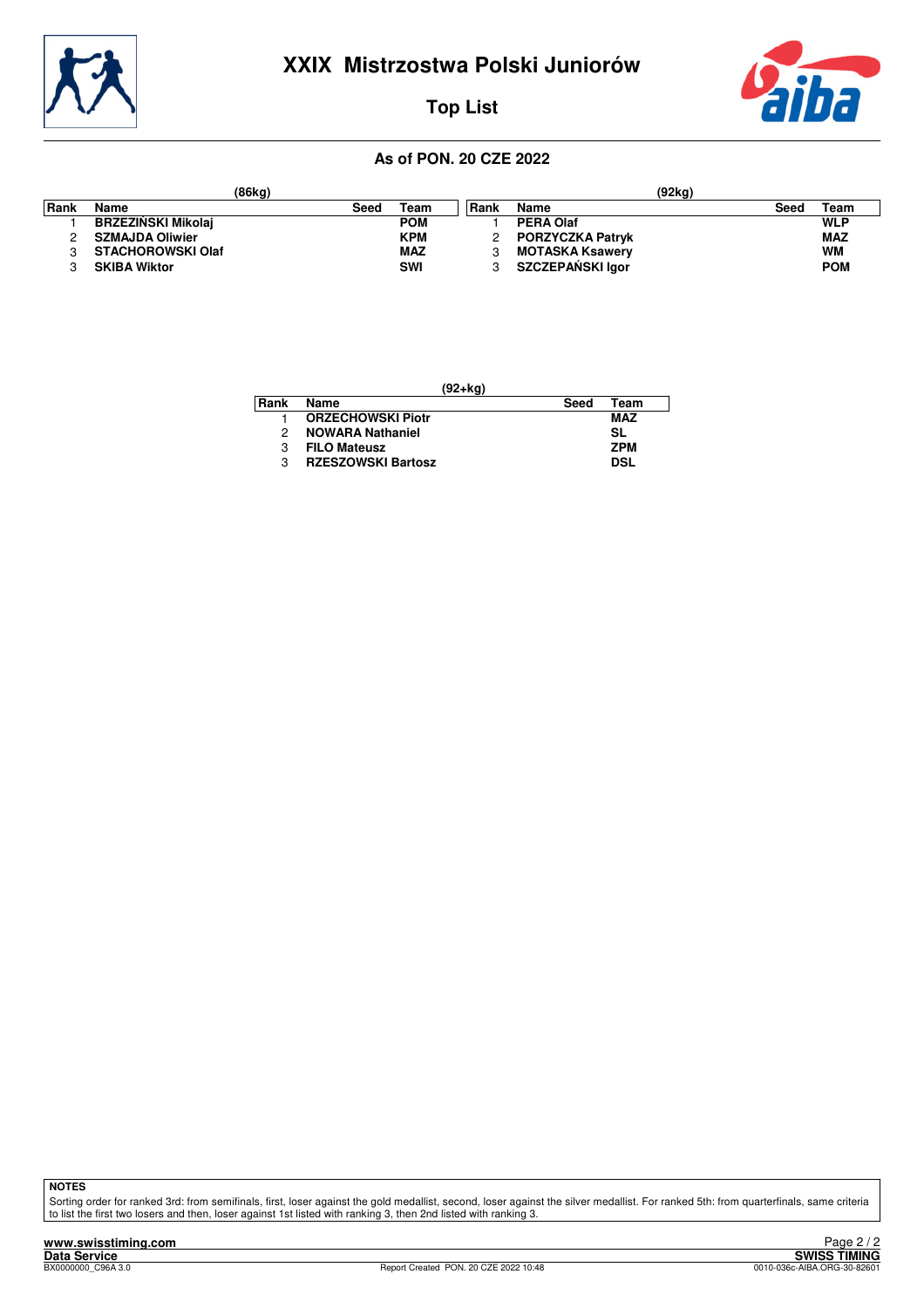# XXIX Mistrzostwa Polski Juniorów

## Top List

### As of PON. 20 CZE 2022

**(86kg)**

| Rank | Name | Seed | Team |
|---|---|---|---|
| 1 | **BRZEZIŃSKI Mikolaj** | | **POM** |
| 2 | **SZMAJDA Oliwier** | | **KPM** |
| 3 | **STACHOROWSKI Olaf** | | **MAZ** |
| 3 | **SKIBA Wiktor** | | **SWI** |

**(92kg)**

| Rank | Name | Seed | Team |
|---|---|---|---|
| 1 | **PERA Olaf** | | **WLP** |
| 2 | **PORZYCZKA Patryk** | | **MAZ** |
| 3 | **MOTASKA Ksawery** | | **WM** |
| 3 | **SZCZEPAŃSKI Igor** | | **POM** |

**(92+kg)**

| Rank | Name | Seed | Team |
|---|---|---|---|
| 1 | **ORZECHOWSKI Piotr** | | **MAZ** |
| 2 | **NOWARA Nathaniel** | | **SL** |
| 3 | **FILO Mateusz** | | **ZPM** |
| 3 | **RZESZOWSKI Bartosz** | | **DSL** |

**NOTES**

Sorting order for ranked 3rd: from semifinals, first, loser against the gold medallist, second, loser against the silver medallist. For ranked 5th: from quarterfinals, same criteria to list the first two losers and then, loser against 1st listed with ranking 3, then 2nd listed with ranking 3.

www.swisstiming.com
Data Service
BX0000000_C96A 3.0

Report Created PON. 20 CZE 2022 10:48

SWISS TIMING
0010-036c-AIBA.ORG-30-82601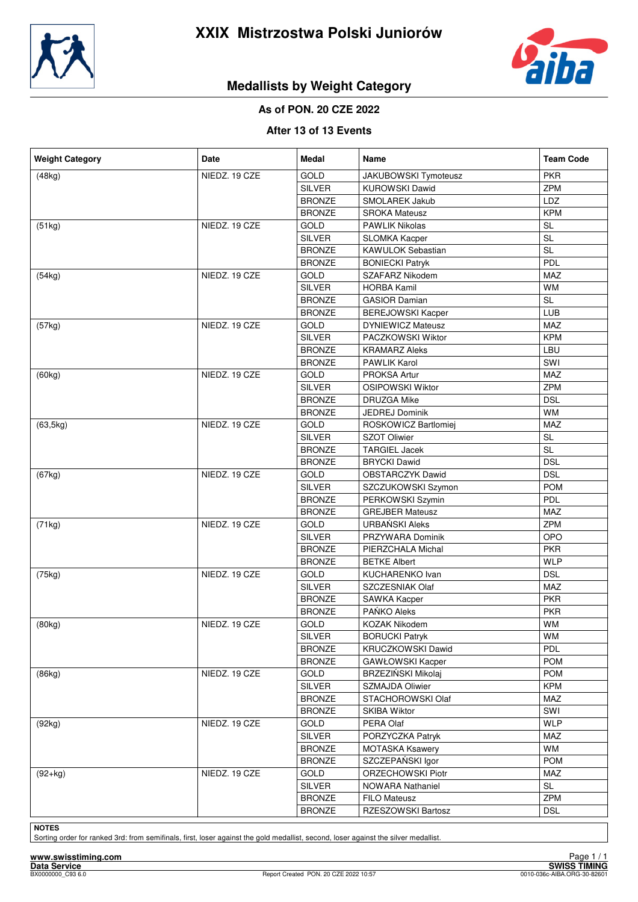# XXIX Mistrzostwa Polski Juniorów

## Medallists by Weight Category

### As of PON. 20 CZE 2022

### After 13 of 13 Events

| Weight Category | Date | Medal | Name | Team Code |
|---|---|---|---|---|
| (48kg) | NIEDZ. 19 CZE | GOLD | JAKUBOWSKI Tymoteusz | PKR |
| | | SILVER | KUROWSKI Dawid | ZPM |
| | | BRONZE | SMOLAREK Jakub | LDZ |
| | | BRONZE | SROKA Mateusz | KPM |
| (51kg) | NIEDZ. 19 CZE | GOLD | PAWLIK Nikolas | SL |
| | | SILVER | SLOMKA Kacper | SL |
| | | BRONZE | KAWULOK Sebastian | SL |
| | | BRONZE | BONIECKI Patryk | PDL |
| (54kg) | NIEDZ. 19 CZE | GOLD | SZAFARZ Nikodem | MAZ |
| | | SILVER | HORBA Kamil | WM |
| | | BRONZE | GASIOR Damian | SL |
| | | BRONZE | BEREJOWSKI Kacper | LUB |
| (57kg) | NIEDZ. 19 CZE | GOLD | DYNIEWICZ Mateusz | MAZ |
| | | SILVER | PACZKOWSKI Wiktor | KPM |
| | | BRONZE | KRAMARZ Aleks | LBU |
| | | BRONZE | PAWLIK Karol | SWI |
| (60kg) | NIEDZ. 19 CZE | GOLD | PROKSA Artur | MAZ |
| | | SILVER | OSIPOWSKI Wiktor | ZPM |
| | | BRONZE | DRUZGA Mike | DSL |
| | | BRONZE | JEDREJ Dominik | WM |
| (63,5kg) | NIEDZ. 19 CZE | GOLD | ROSKOWICZ Bartlomiej | MAZ |
| | | SILVER | SZOT Oliwier | SL |
| | | BRONZE | TARGIEL Jacek | SL |
| | | BRONZE | BRYCKI Dawid | DSL |
| (67kg) | NIEDZ. 19 CZE | GOLD | OBSTARCZYK Dawid | DSL |
| | | SILVER | SZCZUKOWSKI Szymon | POM |
| | | BRONZE | PERKOWSKI Szymin | PDL |
| | | BRONZE | GREJBER Mateusz | MAZ |
| (71kg) | NIEDZ. 19 CZE | GOLD | URBAŃSKI Aleks | ZPM |
| | | SILVER | PRZYWARA Dominik | OPO |
| | | BRONZE | PIERZCHALA Michal | PKR |
| | | BRONZE | BETKE Albert | WLP |
| (75kg) | NIEDZ. 19 CZE | GOLD | KUCHARENKO Ivan | DSL |
| | | SILVER | SZCZESNIAK Olaf | MAZ |
| | | BRONZE | SAWKA Kacper | PKR |
| | | BRONZE | PAŃKO Aleks | PKR |
| (80kg) | NIEDZ. 19 CZE | GOLD | KOZAK Nikodem | WM |
| | | SILVER | BORUCKI Patryk | WM |
| | | BRONZE | KRUCZKOWSKI Dawid | PDL |
| | | BRONZE | GAWŁOWSKI Kacper | POM |
| (86kg) | NIEDZ. 19 CZE | GOLD | BRZEZIŃSKI Mikolaj | POM |
| | | SILVER | SZMAJDA Oliwier | KPM |
| | | BRONZE | STACHOROWSKI Olaf | MAZ |
| | | BRONZE | SKIBA Wiktor | SWI |
| (92kg) | NIEDZ. 19 CZE | GOLD | PERA Olaf | WLP |
| | | SILVER | PORZYCZKA Patryk | MAZ |
| | | BRONZE | MOTASKA Ksawery | WM |
| | | BRONZE | SZCZEPAŃSKI Igor | POM |
| (92+kg) | NIEDZ. 19 CZE | GOLD | ORZECHOWSKI Piotr | MAZ |
| | | SILVER | NOWARA Nathaniel | SL |
| | | BRONZE | FILO Mateusz | ZPM |
| | | BRONZE | RZESZOWSKI Bartosz | DSL |

**NOTES**

Sorting order for ranked 3rd: from semifinals, first, loser against the gold medallist, second, loser against the silver medallist.

www.swisstiming.com
Data Service
BX0000000_C93 6.0

Report Created PON. 20 CZE 2022 10:57

SWISS TIMING
0010-036c-AIBA.ORG-30-82601